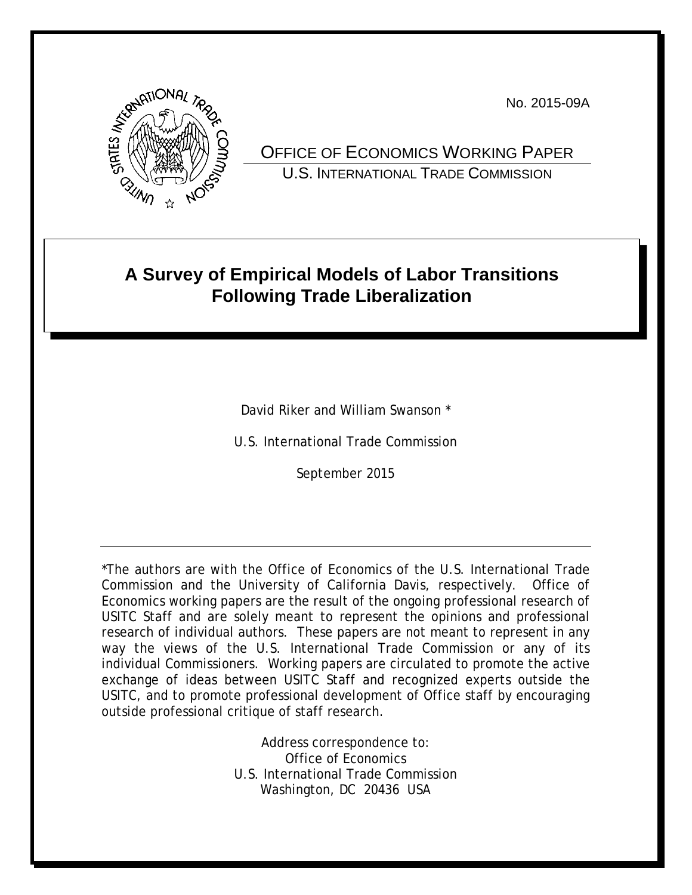No. 2015-09A

OFFICE OF ECONOMICS WORKING PAPER
U.S. INTERNATIONAL TRADE COMMISSION

# A Survey of Empirical Models of Labor Transitions Following Trade Liberalization

David Riker and William Swanson *

U.S. International Trade Commission

September 2015

---

*The authors are with the Office of Economics of the U.S. International Trade Commission and the University of California Davis, respectively. Office of Economics working papers are the result of the ongoing professional research of USITC Staff and are solely meant to represent the opinions and professional research of individual authors. These papers are not meant to represent in any way the views of the U.S. International Trade Commission or any of its individual Commissioners. Working papers are circulated to promote the active exchange of ideas between USITC Staff and recognized experts outside the USITC, and to promote professional development of Office staff by encouraging outside professional critique of staff research.

Address correspondence to:
Office of Economics
U.S. International Trade Commission
Washington, DC 20436 USA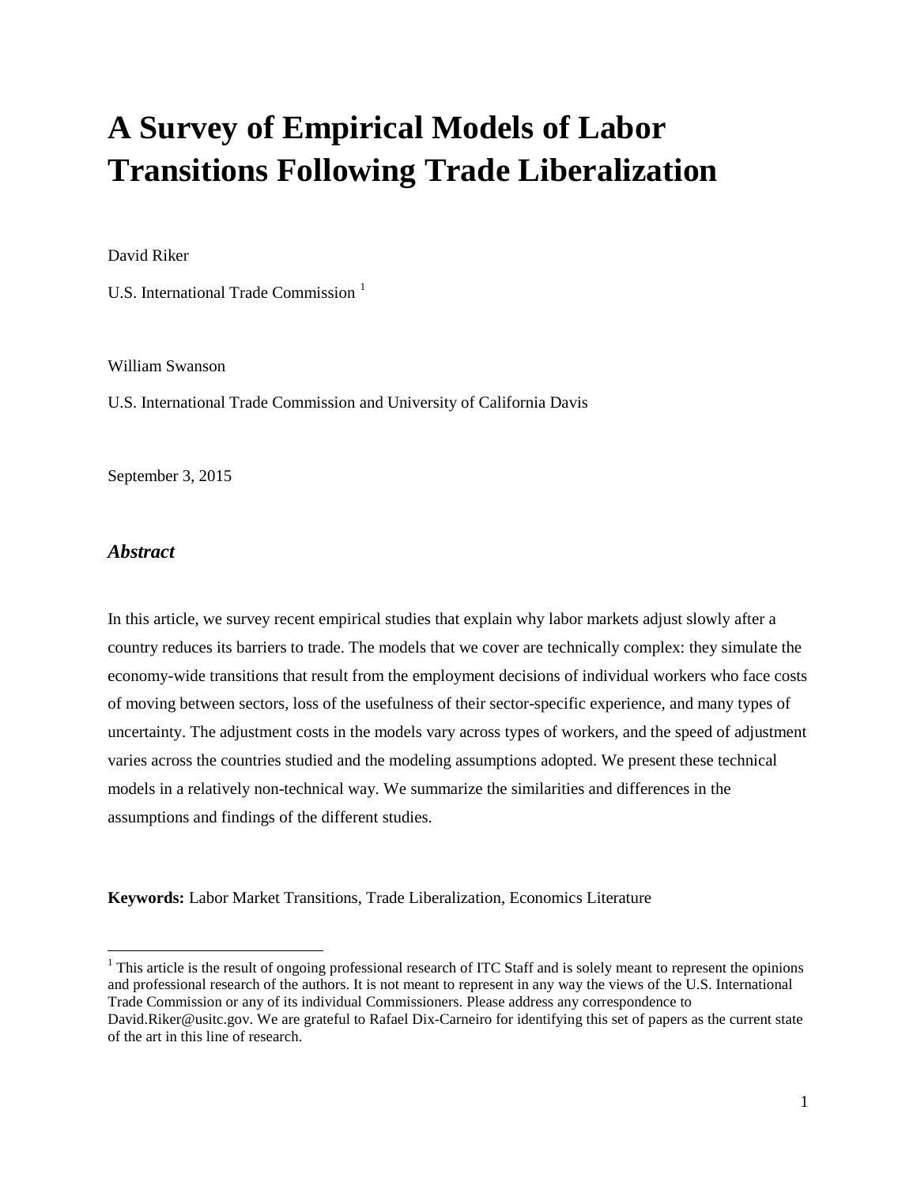# A Survey of Empirical Models of Labor Transitions Following Trade Liberalization

David Riker

U.S. International Trade Commission [1]

William Swanson

U.S. International Trade Commission and University of California Davis

September 3, 2015

### *Abstract*

In this article, we survey recent empirical studies that explain why labor markets adjust slowly after a country reduces its barriers to trade. The models that we cover are technically complex: they simulate the economy-wide transitions that result from the employment decisions of individual workers who face costs of moving between sectors, loss of the usefulness of their sector-specific experience, and many types of uncertainty. The adjustment costs in the models vary across types of workers, and the speed of adjustment varies across the countries studied and the modeling assumptions adopted. We present these technical models in a relatively non-technical way. We summarize the similarities and differences in the assumptions and findings of the different studies.

**Keywords:** Labor Market Transitions, Trade Liberalization, Economics Literature

[1] This article is the result of ongoing professional research of ITC Staff and is solely meant to represent the opinions and professional research of the authors. It is not meant to represent in any way the views of the U.S. International Trade Commission or any of its individual Commissioners. Please address any correspondence to David.Riker@usitc.gov. We are grateful to Rafael Dix-Carneiro for identifying this set of papers as the current state of the art in this line of research.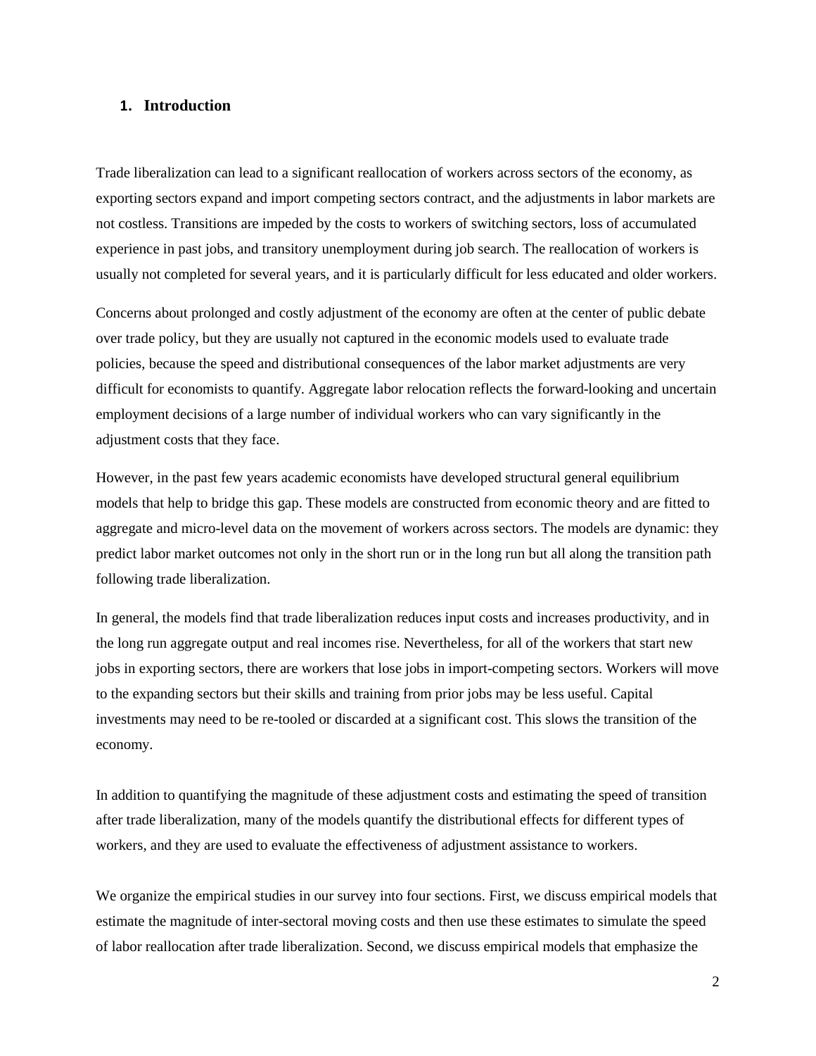## 1. Introduction

Trade liberalization can lead to a significant reallocation of workers across sectors of the economy, as exporting sectors expand and import competing sectors contract, and the adjustments in labor markets are not costless. Transitions are impeded by the costs to workers of switching sectors, loss of accumulated experience in past jobs, and transitory unemployment during job search. The reallocation of workers is usually not completed for several years, and it is particularly difficult for less educated and older workers.

Concerns about prolonged and costly adjustment of the economy are often at the center of public debate over trade policy, but they are usually not captured in the economic models used to evaluate trade policies, because the speed and distributional consequences of the labor market adjustments are very difficult for economists to quantify. Aggregate labor relocation reflects the forward-looking and uncertain employment decisions of a large number of individual workers who can vary significantly in the adjustment costs that they face.

However, in the past few years academic economists have developed structural general equilibrium models that help to bridge this gap. These models are constructed from economic theory and are fitted to aggregate and micro-level data on the movement of workers across sectors. The models are dynamic: they predict labor market outcomes not only in the short run or in the long run but all along the transition path following trade liberalization.

In general, the models find that trade liberalization reduces input costs and increases productivity, and in the long run aggregate output and real incomes rise. Nevertheless, for all of the workers that start new jobs in exporting sectors, there are workers that lose jobs in import-competing sectors. Workers will move to the expanding sectors but their skills and training from prior jobs may be less useful. Capital investments may need to be re-tooled or discarded at a significant cost. This slows the transition of the economy.

In addition to quantifying the magnitude of these adjustment costs and estimating the speed of transition after trade liberalization, many of the models quantify the distributional effects for different types of workers, and they are used to evaluate the effectiveness of adjustment assistance to workers.

We organize the empirical studies in our survey into four sections. First, we discuss empirical models that estimate the magnitude of inter-sectoral moving costs and then use these estimates to simulate the speed of labor reallocation after trade liberalization. Second, we discuss empirical models that emphasize the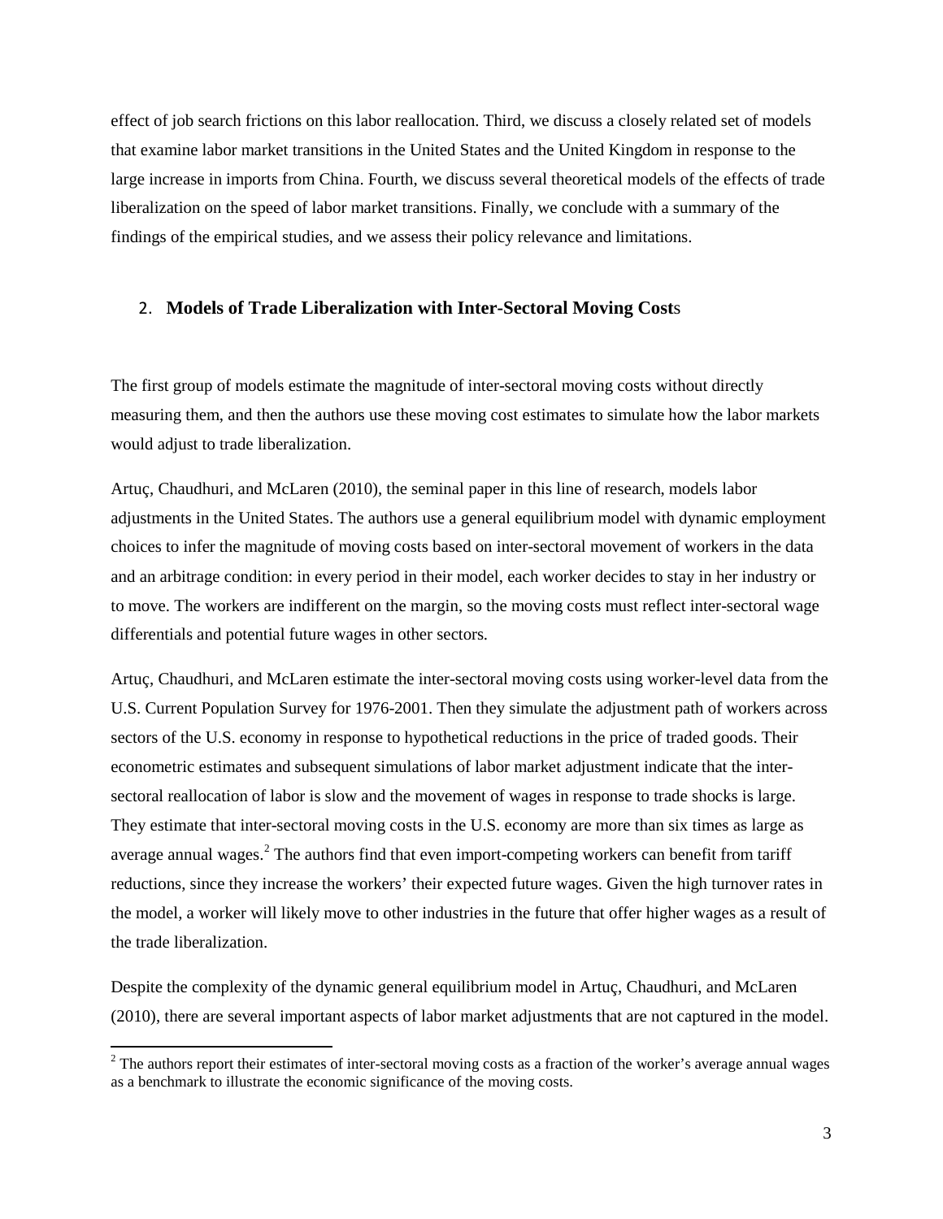effect of job search frictions on this labor reallocation. Third, we discuss a closely related set of models that examine labor market transitions in the United States and the United Kingdom in response to the large increase in imports from China. Fourth, we discuss several theoretical models of the effects of trade liberalization on the speed of labor market transitions. Finally, we conclude with a summary of the findings of the empirical studies, and we assess their policy relevance and limitations.

## 2. Models of Trade Liberalization with Inter-Sectoral Moving Costs

The first group of models estimate the magnitude of inter-sectoral moving costs without directly measuring them, and then the authors use these moving cost estimates to simulate how the labor markets would adjust to trade liberalization.

Artuç, Chaudhuri, and McLaren (2010), the seminal paper in this line of research, models labor adjustments in the United States. The authors use a general equilibrium model with dynamic employment choices to infer the magnitude of moving costs based on inter-sectoral movement of workers in the data and an arbitrage condition: in every period in their model, each worker decides to stay in her industry or to move. The workers are indifferent on the margin, so the moving costs must reflect inter-sectoral wage differentials and potential future wages in other sectors.

Artuç, Chaudhuri, and McLaren estimate the inter-sectoral moving costs using worker-level data from the U.S. Current Population Survey for 1976-2001. Then they simulate the adjustment path of workers across sectors of the U.S. economy in response to hypothetical reductions in the price of traded goods. Their econometric estimates and subsequent simulations of labor market adjustment indicate that the inter-sectoral reallocation of labor is slow and the movement of wages in response to trade shocks is large. They estimate that inter-sectoral moving costs in the U.S. economy are more than six times as large as average annual wages.[2] The authors find that even import-competing workers can benefit from tariff reductions, since they increase the workers' their expected future wages. Given the high turnover rates in the model, a worker will likely move to other industries in the future that offer higher wages as a result of the trade liberalization.

Despite the complexity of the dynamic general equilibrium model in Artuç, Chaudhuri, and McLaren (2010), there are several important aspects of labor market adjustments that are not captured in the model.

[2] The authors report their estimates of inter-sectoral moving costs as a fraction of the worker's average annual wages as a benchmark to illustrate the economic significance of the moving costs.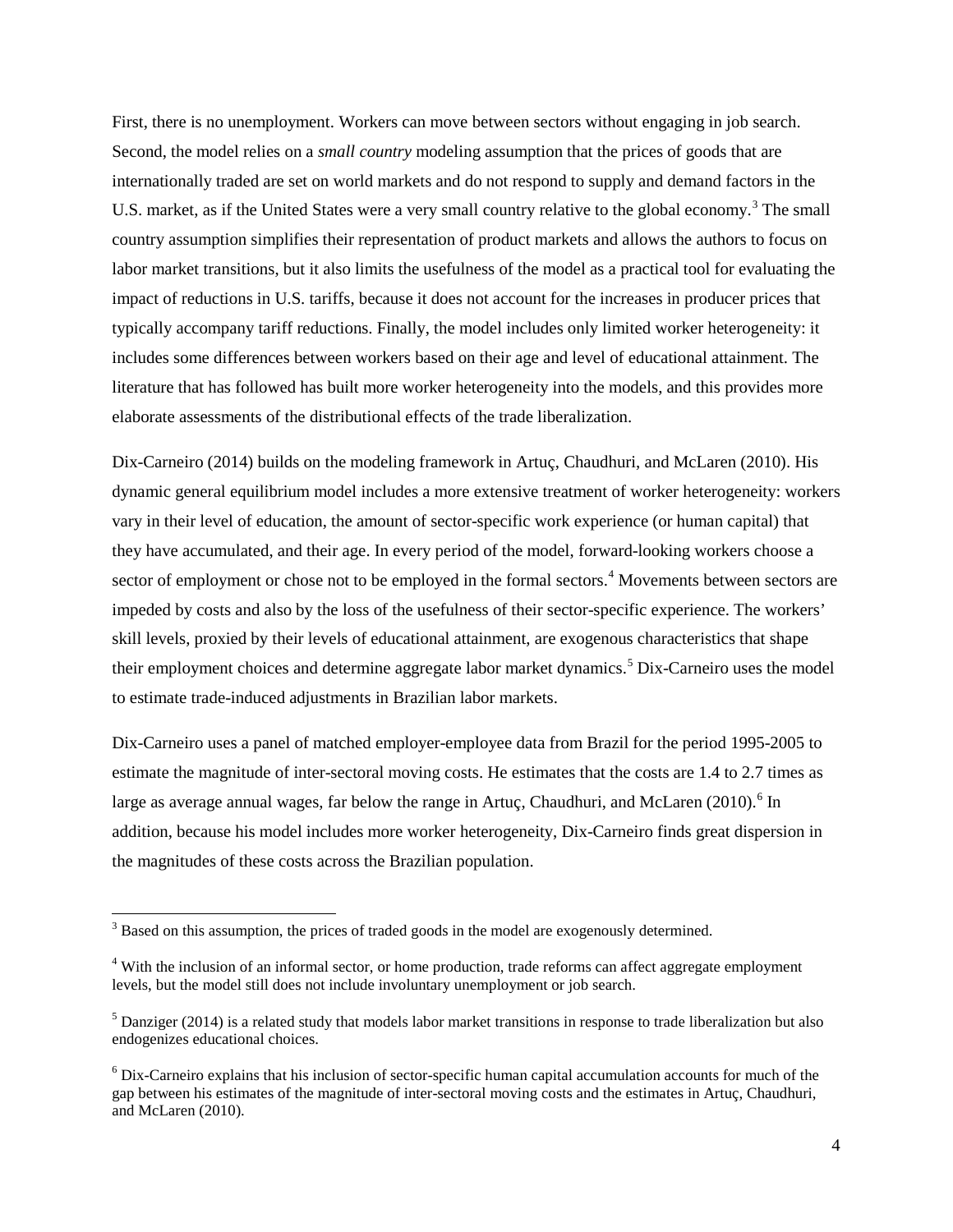First, there is no unemployment. Workers can move between sectors without engaging in job search. Second, the model relies on a *small country* modeling assumption that the prices of goods that are internationally traded are set on world markets and do not respond to supply and demand factors in the U.S. market, as if the United States were a very small country relative to the global economy.[3] The small country assumption simplifies their representation of product markets and allows the authors to focus on labor market transitions, but it also limits the usefulness of the model as a practical tool for evaluating the impact of reductions in U.S. tariffs, because it does not account for the increases in producer prices that typically accompany tariff reductions. Finally, the model includes only limited worker heterogeneity: it includes some differences between workers based on their age and level of educational attainment. The literature that has followed has built more worker heterogeneity into the models, and this provides more elaborate assessments of the distributional effects of the trade liberalization.

Dix-Carneiro (2014) builds on the modeling framework in Artuç, Chaudhuri, and McLaren (2010). His dynamic general equilibrium model includes a more extensive treatment of worker heterogeneity: workers vary in their level of education, the amount of sector-specific work experience (or human capital) that they have accumulated, and their age. In every period of the model, forward-looking workers choose a sector of employment or chose not to be employed in the formal sectors.[4] Movements between sectors are impeded by costs and also by the loss of the usefulness of their sector-specific experience. The workers' skill levels, proxied by their levels of educational attainment, are exogenous characteristics that shape their employment choices and determine aggregate labor market dynamics.[5] Dix-Carneiro uses the model to estimate trade-induced adjustments in Brazilian labor markets.

Dix-Carneiro uses a panel of matched employer-employee data from Brazil for the period 1995-2005 to estimate the magnitude of inter-sectoral moving costs. He estimates that the costs are 1.4 to 2.7 times as large as average annual wages, far below the range in Artuç, Chaudhuri, and McLaren (2010).[6] In addition, because his model includes more worker heterogeneity, Dix-Carneiro finds great dispersion in the magnitudes of these costs across the Brazilian population.

---

[3] Based on this assumption, the prices of traded goods in the model are exogenously determined.

[4] With the inclusion of an informal sector, or home production, trade reforms can affect aggregate employment levels, but the model still does not include involuntary unemployment or job search.

[5] Danziger (2014) is a related study that models labor market transitions in response to trade liberalization but also endogenizes educational choices.

[6] Dix-Carneiro explains that his inclusion of sector-specific human capital accumulation accounts for much of the gap between his estimates of the magnitude of inter-sectoral moving costs and the estimates in Artuç, Chaudhuri, and McLaren (2010).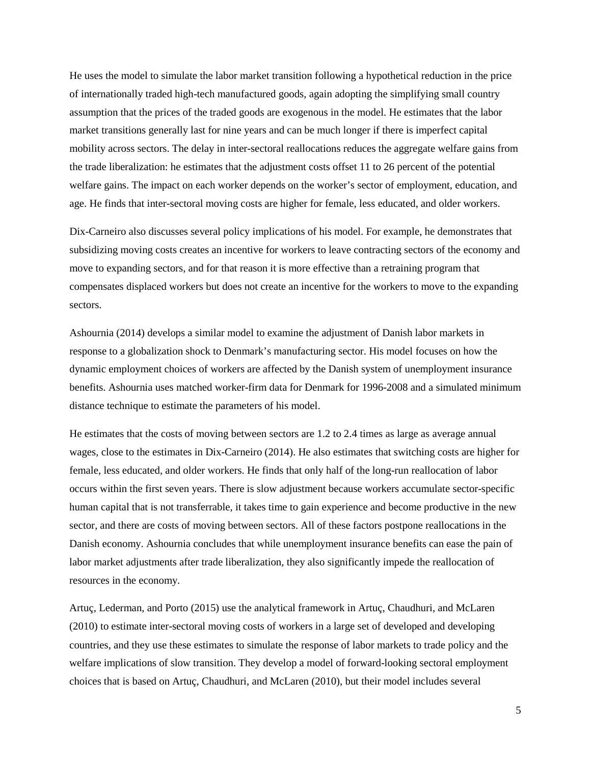He uses the model to simulate the labor market transition following a hypothetical reduction in the price of internationally traded high-tech manufactured goods, again adopting the simplifying small country assumption that the prices of the traded goods are exogenous in the model. He estimates that the labor market transitions generally last for nine years and can be much longer if there is imperfect capital mobility across sectors. The delay in inter-sectoral reallocations reduces the aggregate welfare gains from the trade liberalization: he estimates that the adjustment costs offset 11 to 26 percent of the potential welfare gains. The impact on each worker depends on the worker's sector of employment, education, and age. He finds that inter-sectoral moving costs are higher for female, less educated, and older workers.

Dix-Carneiro also discusses several policy implications of his model. For example, he demonstrates that subsidizing moving costs creates an incentive for workers to leave contracting sectors of the economy and move to expanding sectors, and for that reason it is more effective than a retraining program that compensates displaced workers but does not create an incentive for the workers to move to the expanding sectors.

Ashournia (2014) develops a similar model to examine the adjustment of Danish labor markets in response to a globalization shock to Denmark's manufacturing sector. His model focuses on how the dynamic employment choices of workers are affected by the Danish system of unemployment insurance benefits. Ashournia uses matched worker-firm data for Denmark for 1996-2008 and a simulated minimum distance technique to estimate the parameters of his model.

He estimates that the costs of moving between sectors are 1.2 to 2.4 times as large as average annual wages, close to the estimates in Dix-Carneiro (2014). He also estimates that switching costs are higher for female, less educated, and older workers. He finds that only half of the long-run reallocation of labor occurs within the first seven years. There is slow adjustment because workers accumulate sector-specific human capital that is not transferrable, it takes time to gain experience and become productive in the new sector, and there are costs of moving between sectors. All of these factors postpone reallocations in the Danish economy. Ashournia concludes that while unemployment insurance benefits can ease the pain of labor market adjustments after trade liberalization, they also significantly impede the reallocation of resources in the economy.

Artuç, Lederman, and Porto (2015) use the analytical framework in Artuç, Chaudhuri, and McLaren (2010) to estimate inter-sectoral moving costs of workers in a large set of developed and developing countries, and they use these estimates to simulate the response of labor markets to trade policy and the welfare implications of slow transition. They develop a model of forward-looking sectoral employment choices that is based on Artuç, Chaudhuri, and McLaren (2010), but their model includes several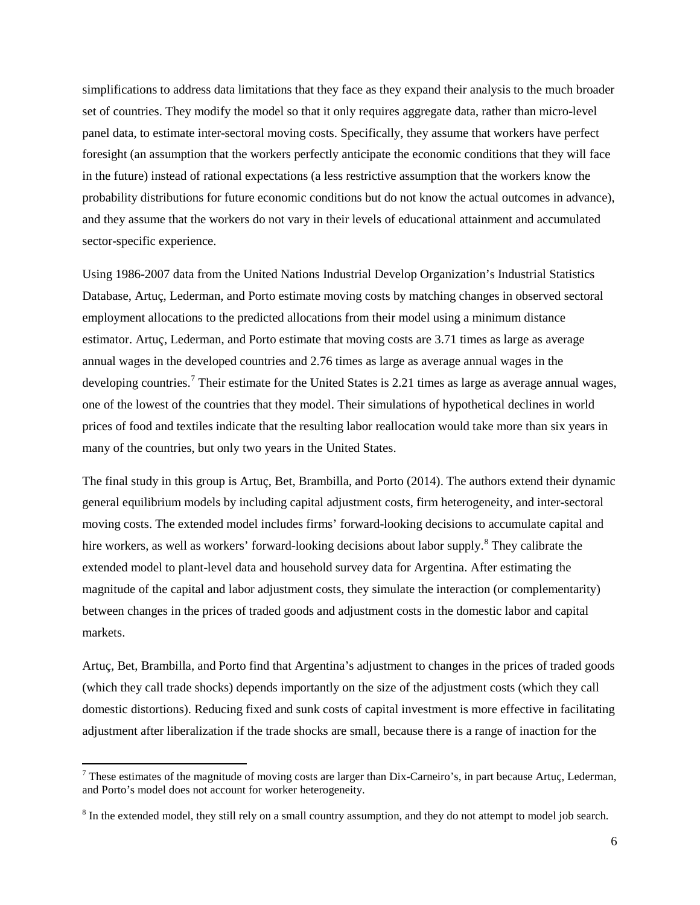simplifications to address data limitations that they face as they expand their analysis to the much broader set of countries. They modify the model so that it only requires aggregate data, rather than micro-level panel data, to estimate inter-sectoral moving costs. Specifically, they assume that workers have perfect foresight (an assumption that the workers perfectly anticipate the economic conditions that they will face in the future) instead of rational expectations (a less restrictive assumption that the workers know the probability distributions for future economic conditions but do not know the actual outcomes in advance), and they assume that the workers do not vary in their levels of educational attainment and accumulated sector-specific experience.

Using 1986-2007 data from the United Nations Industrial Develop Organization's Industrial Statistics Database, Artuç, Lederman, and Porto estimate moving costs by matching changes in observed sectoral employment allocations to the predicted allocations from their model using a minimum distance estimator. Artuç, Lederman, and Porto estimate that moving costs are 3.71 times as large as average annual wages in the developed countries and 2.76 times as large as average annual wages in the developing countries.[7] Their estimate for the United States is 2.21 times as large as average annual wages, one of the lowest of the countries that they model. Their simulations of hypothetical declines in world prices of food and textiles indicate that the resulting labor reallocation would take more than six years in many of the countries, but only two years in the United States.

The final study in this group is Artuç, Bet, Brambilla, and Porto (2014). The authors extend their dynamic general equilibrium models by including capital adjustment costs, firm heterogeneity, and inter-sectoral moving costs. The extended model includes firms' forward-looking decisions to accumulate capital and hire workers, as well as workers' forward-looking decisions about labor supply.[8] They calibrate the extended model to plant-level data and household survey data for Argentina. After estimating the magnitude of the capital and labor adjustment costs, they simulate the interaction (or complementarity) between changes in the prices of traded goods and adjustment costs in the domestic labor and capital markets.

Artuç, Bet, Brambilla, and Porto find that Argentina's adjustment to changes in the prices of traded goods (which they call trade shocks) depends importantly on the size of the adjustment costs (which they call domestic distortions). Reducing fixed and sunk costs of capital investment is more effective in facilitating adjustment after liberalization if the trade shocks are small, because there is a range of inaction for the

[7] These estimates of the magnitude of moving costs are larger than Dix-Carneiro's, in part because Artuç, Lederman, and Porto's model does not account for worker heterogeneity.

[8] In the extended model, they still rely on a small country assumption, and they do not attempt to model job search.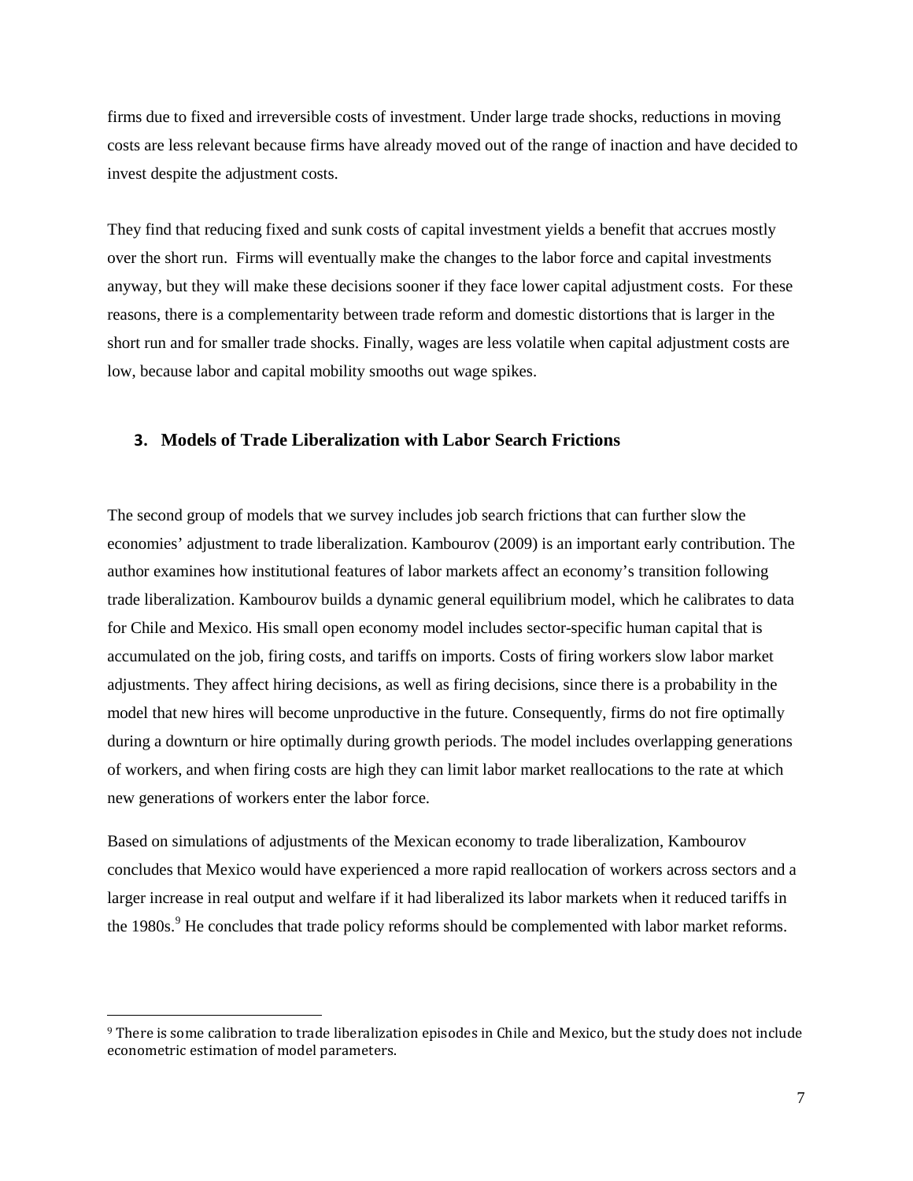firms due to fixed and irreversible costs of investment. Under large trade shocks, reductions in moving costs are less relevant because firms have already moved out of the range of inaction and have decided to invest despite the adjustment costs.

They find that reducing fixed and sunk costs of capital investment yields a benefit that accrues mostly over the short run. Firms will eventually make the changes to the labor force and capital investments anyway, but they will make these decisions sooner if they face lower capital adjustment costs. For these reasons, there is a complementarity between trade reform and domestic distortions that is larger in the short run and for smaller trade shocks. Finally, wages are less volatile when capital adjustment costs are low, because labor and capital mobility smooths out wage spikes.

## 3. Models of Trade Liberalization with Labor Search Frictions

The second group of models that we survey includes job search frictions that can further slow the economies' adjustment to trade liberalization. Kambourov (2009) is an important early contribution. The author examines how institutional features of labor markets affect an economy's transition following trade liberalization. Kambourov builds a dynamic general equilibrium model, which he calibrates to data for Chile and Mexico. His small open economy model includes sector-specific human capital that is accumulated on the job, firing costs, and tariffs on imports. Costs of firing workers slow labor market adjustments. They affect hiring decisions, as well as firing decisions, since there is a probability in the model that new hires will become unproductive in the future. Consequently, firms do not fire optimally during a downturn or hire optimally during growth periods. The model includes overlapping generations of workers, and when firing costs are high they can limit labor market reallocations to the rate at which new generations of workers enter the labor force.

Based on simulations of adjustments of the Mexican economy to trade liberalization, Kambourov concludes that Mexico would have experienced a more rapid reallocation of workers across sectors and a larger increase in real output and welfare if it had liberalized its labor markets when it reduced tariffs in the 1980s.[9] He concludes that trade policy reforms should be complemented with labor market reforms.

[9] There is some calibration to trade liberalization episodes in Chile and Mexico, but the study does not include econometric estimation of model parameters.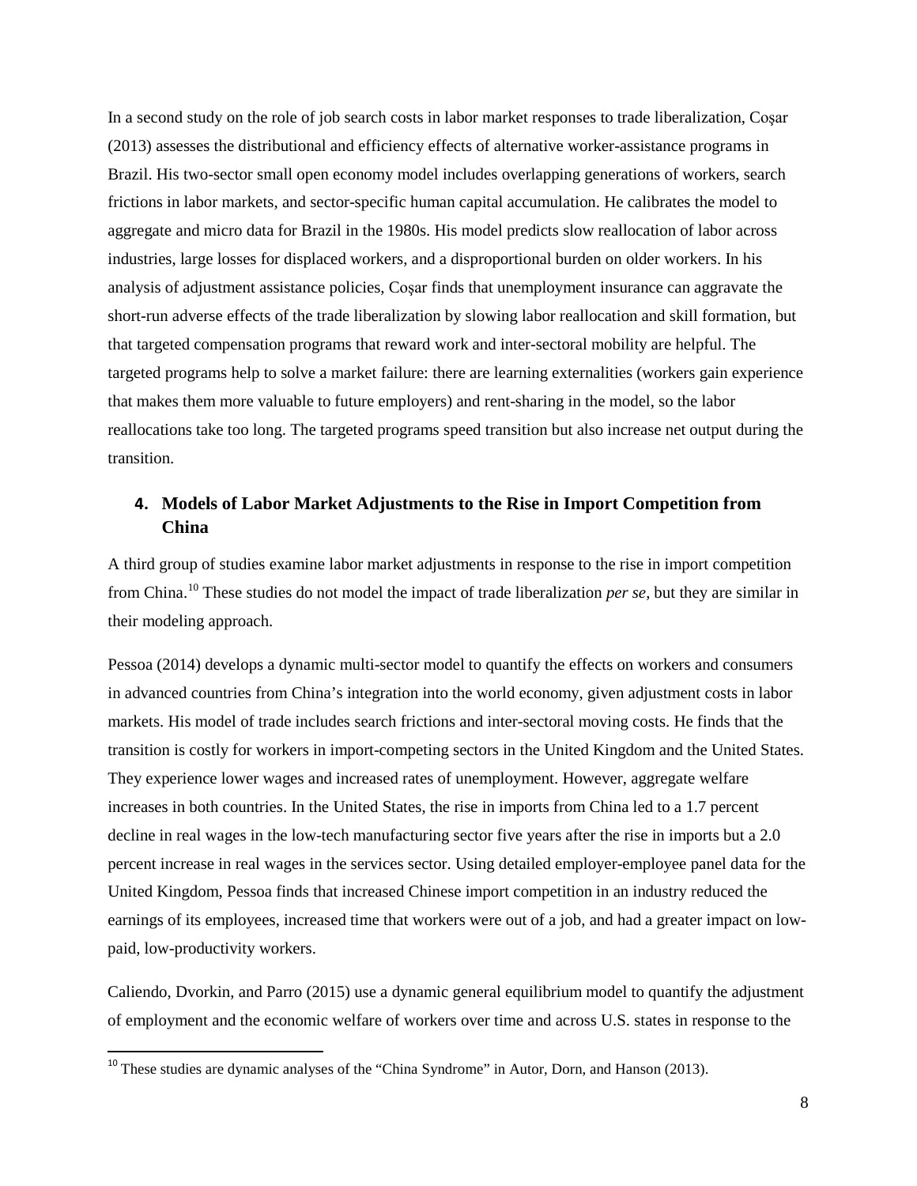In a second study on the role of job search costs in labor market responses to trade liberalization, Coşar (2013) assesses the distributional and efficiency effects of alternative worker-assistance programs in Brazil. His two-sector small open economy model includes overlapping generations of workers, search frictions in labor markets, and sector-specific human capital accumulation. He calibrates the model to aggregate and micro data for Brazil in the 1980s. His model predicts slow reallocation of labor across industries, large losses for displaced workers, and a disproportional burden on older workers. In his analysis of adjustment assistance policies, Coşar finds that unemployment insurance can aggravate the short-run adverse effects of the trade liberalization by slowing labor reallocation and skill formation, but that targeted compensation programs that reward work and inter-sectoral mobility are helpful. The targeted programs help to solve a market failure: there are learning externalities (workers gain experience that makes them more valuable to future employers) and rent-sharing in the model, so the labor reallocations take too long. The targeted programs speed transition but also increase net output during the transition.

## 4. Models of Labor Market Adjustments to the Rise in Import Competition from China

A third group of studies examine labor market adjustments in response to the rise in import competition from China.[10] These studies do not model the impact of trade liberalization *per se*, but they are similar in their modeling approach.

Pessoa (2014) develops a dynamic multi-sector model to quantify the effects on workers and consumers in advanced countries from China's integration into the world economy, given adjustment costs in labor markets. His model of trade includes search frictions and inter-sectoral moving costs. He finds that the transition is costly for workers in import-competing sectors in the United Kingdom and the United States. They experience lower wages and increased rates of unemployment. However, aggregate welfare increases in both countries. In the United States, the rise in imports from China led to a 1.7 percent decline in real wages in the low-tech manufacturing sector five years after the rise in imports but a 2.0 percent increase in real wages in the services sector. Using detailed employer-employee panel data for the United Kingdom, Pessoa finds that increased Chinese import competition in an industry reduced the earnings of its employees, increased time that workers were out of a job, and had a greater impact on low-paid, low-productivity workers.

Caliendo, Dvorkin, and Parro (2015) use a dynamic general equilibrium model to quantify the adjustment of employment and the economic welfare of workers over time and across U.S. states in response to the

[10] These studies are dynamic analyses of the "China Syndrome" in Autor, Dorn, and Hanson (2013).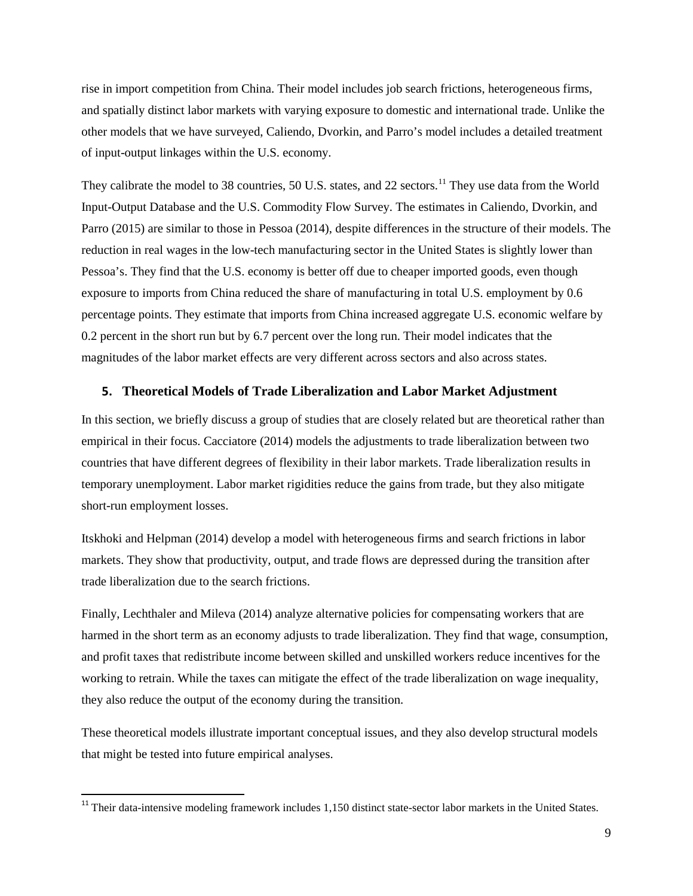rise in import competition from China. Their model includes job search frictions, heterogeneous firms, and spatially distinct labor markets with varying exposure to domestic and international trade. Unlike the other models that we have surveyed, Caliendo, Dvorkin, and Parro's model includes a detailed treatment of input-output linkages within the U.S. economy.

They calibrate the model to 38 countries, 50 U.S. states, and 22 sectors.[11] They use data from the World Input-Output Database and the U.S. Commodity Flow Survey. The estimates in Caliendo, Dvorkin, and Parro (2015) are similar to those in Pessoa (2014), despite differences in the structure of their models. The reduction in real wages in the low-tech manufacturing sector in the United States is slightly lower than Pessoa's. They find that the U.S. economy is better off due to cheaper imported goods, even though exposure to imports from China reduced the share of manufacturing in total U.S. employment by 0.6 percentage points. They estimate that imports from China increased aggregate U.S. economic welfare by 0.2 percent in the short run but by 6.7 percent over the long run. Their model indicates that the magnitudes of the labor market effects are very different across sectors and also across states.

## 5. Theoretical Models of Trade Liberalization and Labor Market Adjustment

In this section, we briefly discuss a group of studies that are closely related but are theoretical rather than empirical in their focus. Cacciatore (2014) models the adjustments to trade liberalization between two countries that have different degrees of flexibility in their labor markets. Trade liberalization results in temporary unemployment. Labor market rigidities reduce the gains from trade, but they also mitigate short-run employment losses.

Itskhoki and Helpman (2014) develop a model with heterogeneous firms and search frictions in labor markets. They show that productivity, output, and trade flows are depressed during the transition after trade liberalization due to the search frictions.

Finally, Lechthaler and Mileva (2014) analyze alternative policies for compensating workers that are harmed in the short term as an economy adjusts to trade liberalization. They find that wage, consumption, and profit taxes that redistribute income between skilled and unskilled workers reduce incentives for the working to retrain. While the taxes can mitigate the effect of the trade liberalization on wage inequality, they also reduce the output of the economy during the transition.

These theoretical models illustrate important conceptual issues, and they also develop structural models that might be tested into future empirical analyses.

[11] Their data-intensive modeling framework includes 1,150 distinct state-sector labor markets in the United States.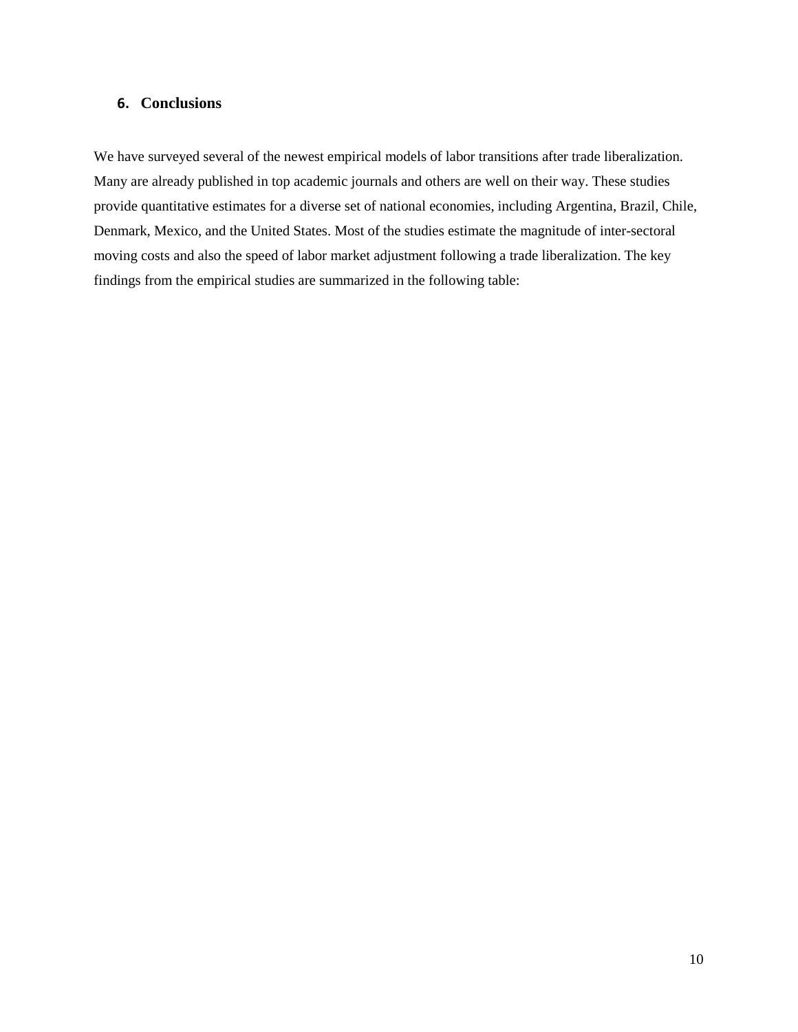## 6. Conclusions

We have surveyed several of the newest empirical models of labor transitions after trade liberalization. Many are already published in top academic journals and others are well on their way. These studies provide quantitative estimates for a diverse set of national economies, including Argentina, Brazil, Chile, Denmark, Mexico, and the United States. Most of the studies estimate the magnitude of inter-sectoral moving costs and also the speed of labor market adjustment following a trade liberalization. The key findings from the empirical studies are summarized in the following table: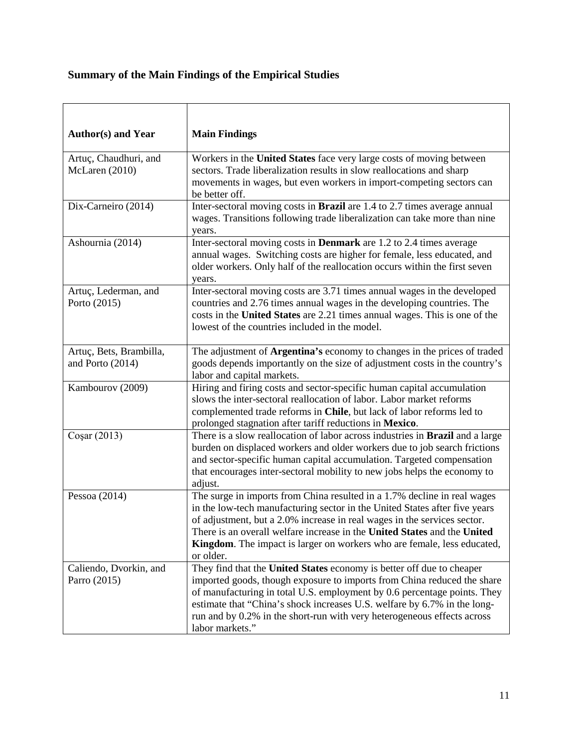### Summary of the Main Findings of the Empirical Studies

| Author(s) and Year | Main Findings |
|---|---|
| Artuç, Chaudhuri, and McLaren (2010) | Workers in the **United States** face very large costs of moving between sectors. Trade liberalization results in slow reallocations and sharp movements in wages, but even workers in import-competing sectors can be better off. |
| Dix-Carneiro (2014) | Inter-sectoral moving costs in **Brazil** are 1.4 to 2.7 times average annual wages. Transitions following trade liberalization can take more than nine years. |
| Ashournia (2014) | Inter-sectoral moving costs in **Denmark** are 1.2 to 2.4 times average annual wages. Switching costs are higher for female, less educated, and older workers. Only half of the reallocation occurs within the first seven years. |
| Artuç, Lederman, and Porto (2015) | Inter-sectoral moving costs are 3.71 times annual wages in the developed countries and 2.76 times annual wages in the developing countries. The costs in the **United States** are 2.21 times annual wages. This is one of the lowest of the countries included in the model. |
| Artuç, Bets, Brambilla, and Porto (2014) | The adjustment of **Argentina's** economy to changes in the prices of traded goods depends importantly on the size of adjustment costs in the country's labor and capital markets. |
| Kambourov (2009) | Hiring and firing costs and sector-specific human capital accumulation slows the inter-sectoral reallocation of labor. Labor market reforms complemented trade reforms in **Chile**, but lack of labor reforms led to prolonged stagnation after tariff reductions in **Mexico**. |
| Coşar (2013) | There is a slow reallocation of labor across industries in **Brazil** and a large burden on displaced workers and older workers due to job search frictions and sector-specific human capital accumulation. Targeted compensation that encourages inter-sectoral mobility to new jobs helps the economy to adjust. |
| Pessoa (2014) | The surge in imports from China resulted in a 1.7% decline in real wages in the low-tech manufacturing sector in the United States after five years of adjustment, but a 2.0% increase in real wages in the services sector. There is an overall welfare increase in the **United States** and the **United Kingdom**. The impact is larger on workers who are female, less educated, or older. |
| Caliendo, Dvorkin, and Parro (2015) | They find that the **United States** economy is better off due to cheaper imported goods, though exposure to imports from China reduced the share of manufacturing in total U.S. employment by 0.6 percentage points. They estimate that "China's shock increases U.S. welfare by 6.7% in the long-run and by 0.2% in the short-run with very heterogeneous effects across labor markets." |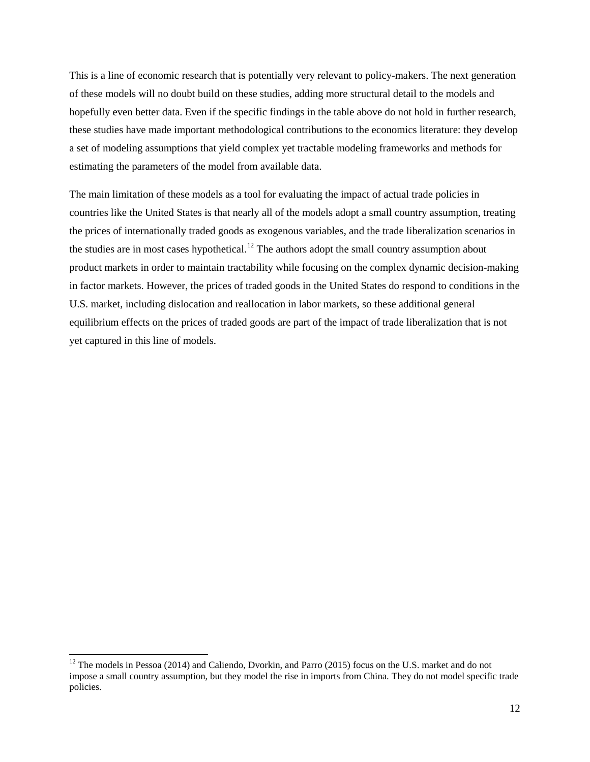This is a line of economic research that is potentially very relevant to policy-makers. The next generation of these models will no doubt build on these studies, adding more structural detail to the models and hopefully even better data. Even if the specific findings in the table above do not hold in further research, these studies have made important methodological contributions to the economics literature: they develop a set of modeling assumptions that yield complex yet tractable modeling frameworks and methods for estimating the parameters of the model from available data.

The main limitation of these models as a tool for evaluating the impact of actual trade policies in countries like the United States is that nearly all of the models adopt a small country assumption, treating the prices of internationally traded goods as exogenous variables, and the trade liberalization scenarios in the studies are in most cases hypothetical.[12] The authors adopt the small country assumption about product markets in order to maintain tractability while focusing on the complex dynamic decision-making in factor markets. However, the prices of traded goods in the United States do respond to conditions in the U.S. market, including dislocation and reallocation in labor markets, so these additional general equilibrium effects on the prices of traded goods are part of the impact of trade liberalization that is not yet captured in this line of models.

[12] The models in Pessoa (2014) and Caliendo, Dvorkin, and Parro (2015) focus on the U.S. market and do not impose a small country assumption, but they model the rise in imports from China. They do not model specific trade policies.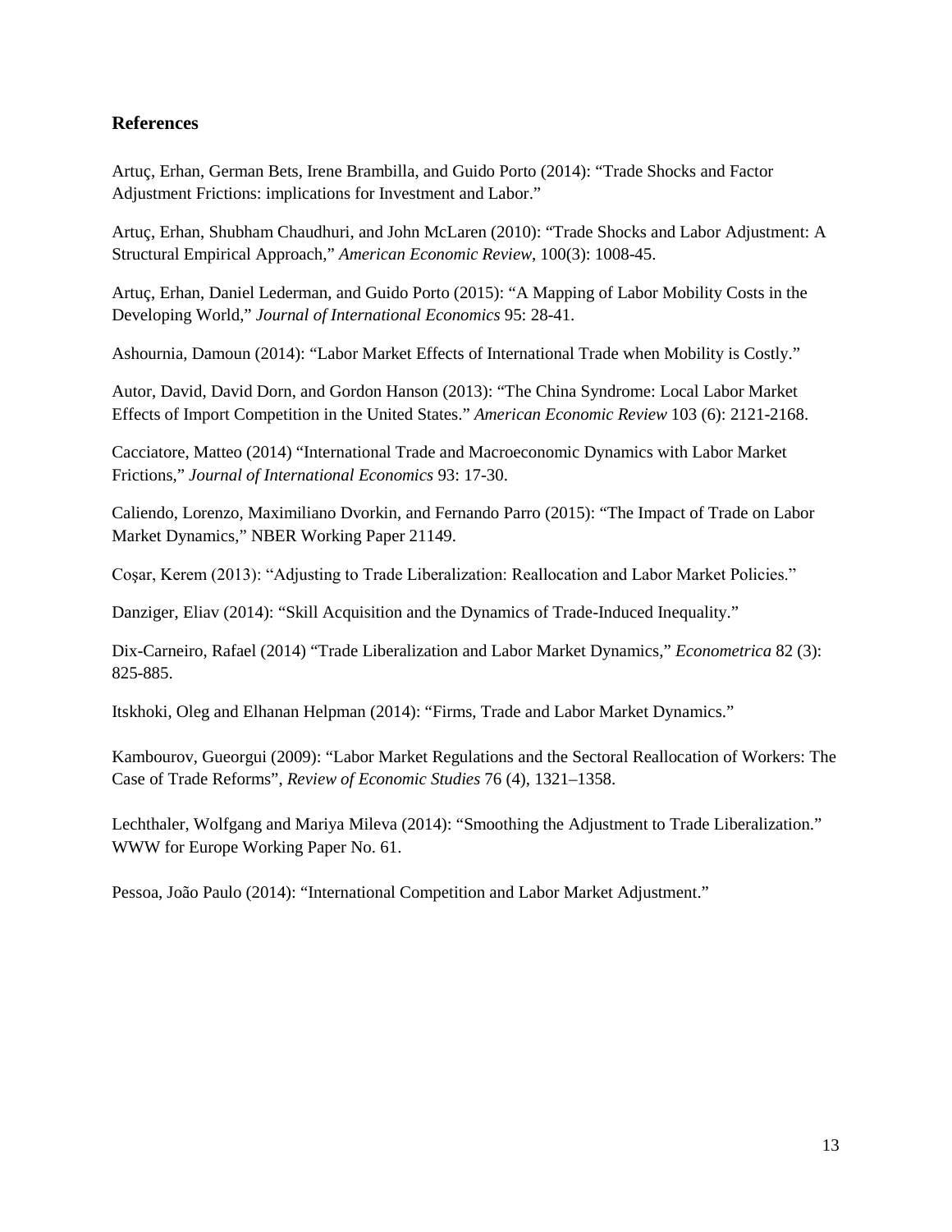## References

Artuç, Erhan, German Bets, Irene Brambilla, and Guido Porto (2014): "Trade Shocks and Factor Adjustment Frictions: implications for Investment and Labor."

Artuç, Erhan, Shubham Chaudhuri, and John McLaren (2010): "Trade Shocks and Labor Adjustment: A Structural Empirical Approach," *American Economic Review*, 100(3): 1008-45.

Artuç, Erhan, Daniel Lederman, and Guido Porto (2015): "A Mapping of Labor Mobility Costs in the Developing World," *Journal of International Economics* 95: 28-41.

Ashournia, Damoun (2014): "Labor Market Effects of International Trade when Mobility is Costly."

Autor, David, David Dorn, and Gordon Hanson (2013): "The China Syndrome: Local Labor Market Effects of Import Competition in the United States." *American Economic Review* 103 (6): 2121-2168.

Cacciatore, Matteo (2014) "International Trade and Macroeconomic Dynamics with Labor Market Frictions," *Journal of International Economics* 93: 17-30.

Caliendo, Lorenzo, Maximiliano Dvorkin, and Fernando Parro (2015): "The Impact of Trade on Labor Market Dynamics," NBER Working Paper 21149.

Coşar, Kerem (2013): "Adjusting to Trade Liberalization: Reallocation and Labor Market Policies."

Danziger, Eliav (2014): "Skill Acquisition and the Dynamics of Trade-Induced Inequality."

Dix-Carneiro, Rafael (2014) "Trade Liberalization and Labor Market Dynamics," *Econometrica* 82 (3): 825-885.

Itskhoki, Oleg and Elhanan Helpman (2014): "Firms, Trade and Labor Market Dynamics."

Kambourov, Gueorgui (2009): "Labor Market Regulations and the Sectoral Reallocation of Workers: The Case of Trade Reforms", *Review of Economic Studies* 76 (4), 1321–1358.

Lechthaler, Wolfgang and Mariya Mileva (2014): "Smoothing the Adjustment to Trade Liberalization." WWW for Europe Working Paper No. 61.

Pessoa, João Paulo (2014): "International Competition and Labor Market Adjustment."